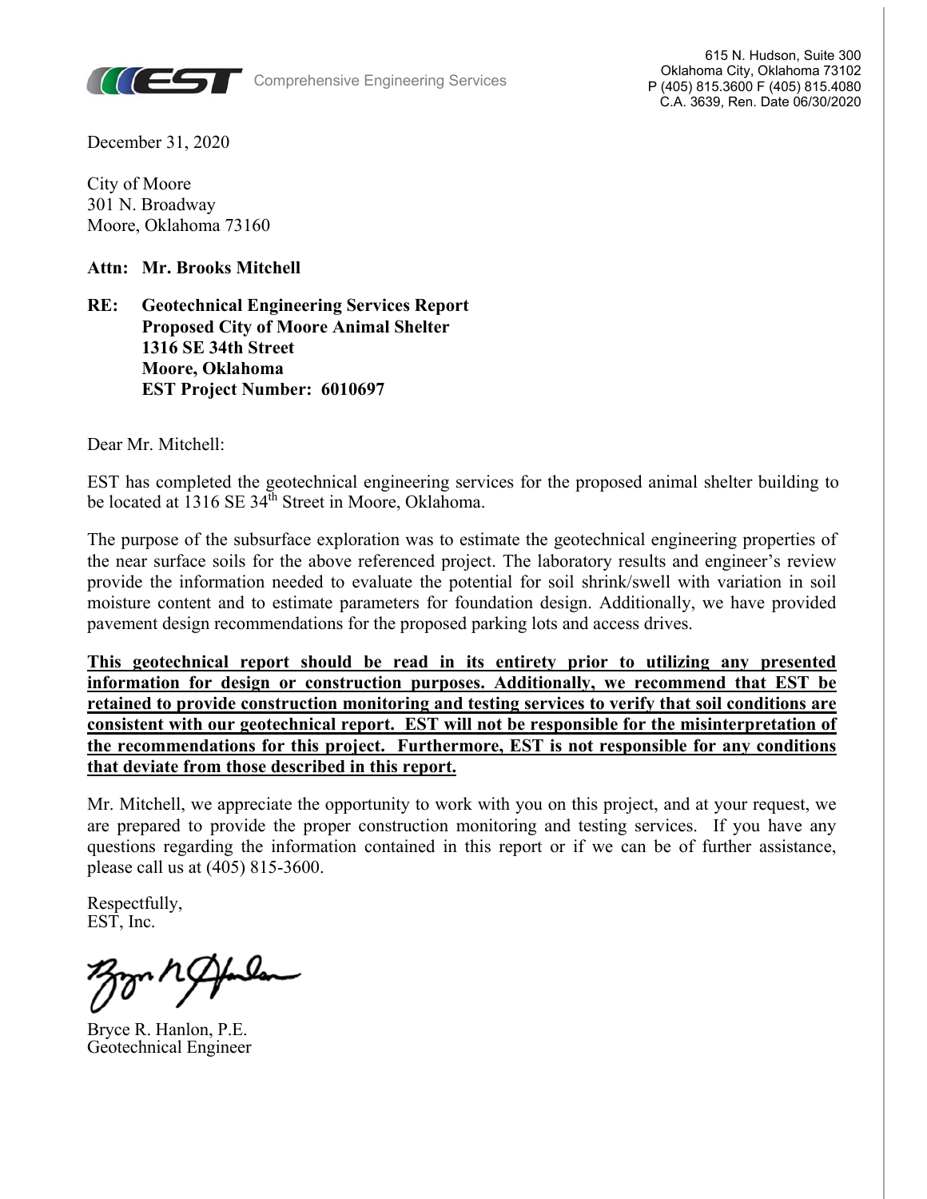EST Comprehensive Engineering Services

615 N. Hudson, Suite 300
Oklahoma City, Oklahoma 73102
P (405) 815.3600 F (405) 815.4080
C.A. 3639, Ren. Date 06/30/2020

December 31, 2020

City of Moore
301 N. Broadway
Moore, Oklahoma 73160

**Attn: Mr. Brooks Mitchell**

**RE: Geotechnical Engineering Services Report**
**Proposed City of Moore Animal Shelter**
**1316 SE 34th Street**
**Moore, Oklahoma**
**EST Project Number: 6010697**

Dear Mr. Mitchell:

EST has completed the geotechnical engineering services for the proposed animal shelter building to be located at 1316 SE 34th Street in Moore, Oklahoma.

The purpose of the subsurface exploration was to estimate the geotechnical engineering properties of the near surface soils for the above referenced project. The laboratory results and engineer's review provide the information needed to evaluate the potential for soil shrink/swell with variation in soil moisture content and to estimate parameters for foundation design. Additionally, we have provided pavement design recommendations for the proposed parking lots and access drives.

**This geotechnical report should be read in its entirety prior to utilizing any presented information for design or construction purposes. Additionally, we recommend that EST be retained to provide construction monitoring and testing services to verify that soil conditions are consistent with our geotechnical report. EST will not be responsible for the misinterpretation of the recommendations for this project. Furthermore, EST is not responsible for any conditions that deviate from those described in this report.**

Mr. Mitchell, we appreciate the opportunity to work with you on this project, and at your request, we are prepared to provide the proper construction monitoring and testing services. If you have any questions regarding the information contained in this report or if we can be of further assistance, please call us at (405) 815-3600.

Respectfully,
EST, Inc.

Bryce R. Hanlon, P.E.
Geotechnical Engineer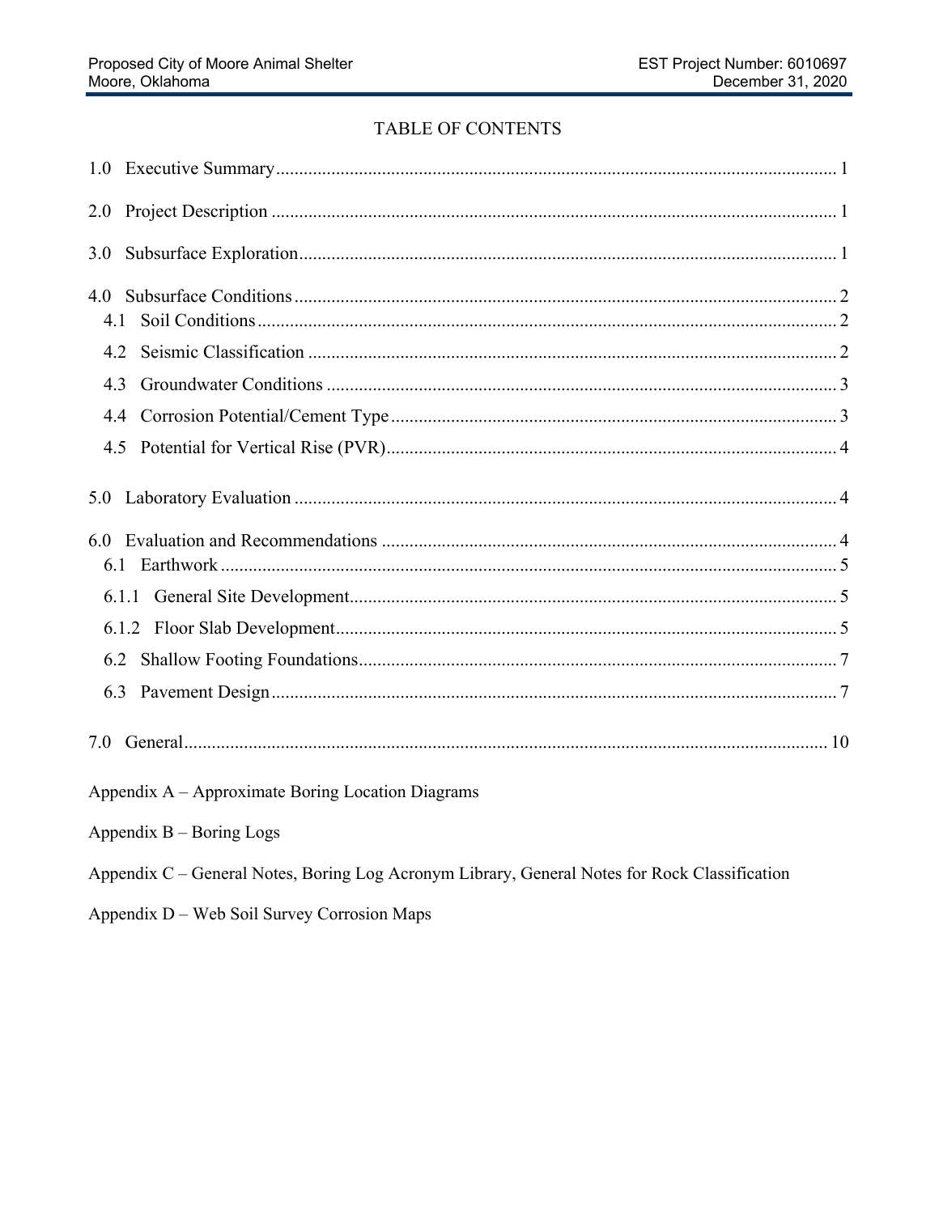# TABLE OF CONTENTS

1.0 Executive Summary ..................... 1

2.0 Project Description ..................... 1

3.0 Subsurface Exploration ..................... 1

4.0 Subsurface Conditions ..................... 2

- 4.1 Soil Conditions ..................... 2
- 4.2 Seismic Classification ..................... 2
- 4.3 Groundwater Conditions ..................... 3
- 4.4 Corrosion Potential/Cement Type ..................... 3
- 4.5 Potential for Vertical Rise (PVR) ..................... 4

5.0 Laboratory Evaluation ..................... 4

6.0 Evaluation and Recommendations ..................... 4

- 6.1 Earthwork ..................... 5
- 6.1.1 General Site Development ..................... 5
- 6.1.2 Floor Slab Development ..................... 5
- 6.2 Shallow Footing Foundations ..................... 7
- 6.3 Pavement Design ..................... 7

7.0 General ..................... 10

Appendix A – Approximate Boring Location Diagrams

Appendix B – Boring Logs

Appendix C – General Notes, Boring Log Acronym Library, General Notes for Rock Classification

Appendix D – Web Soil Survey Corrosion Maps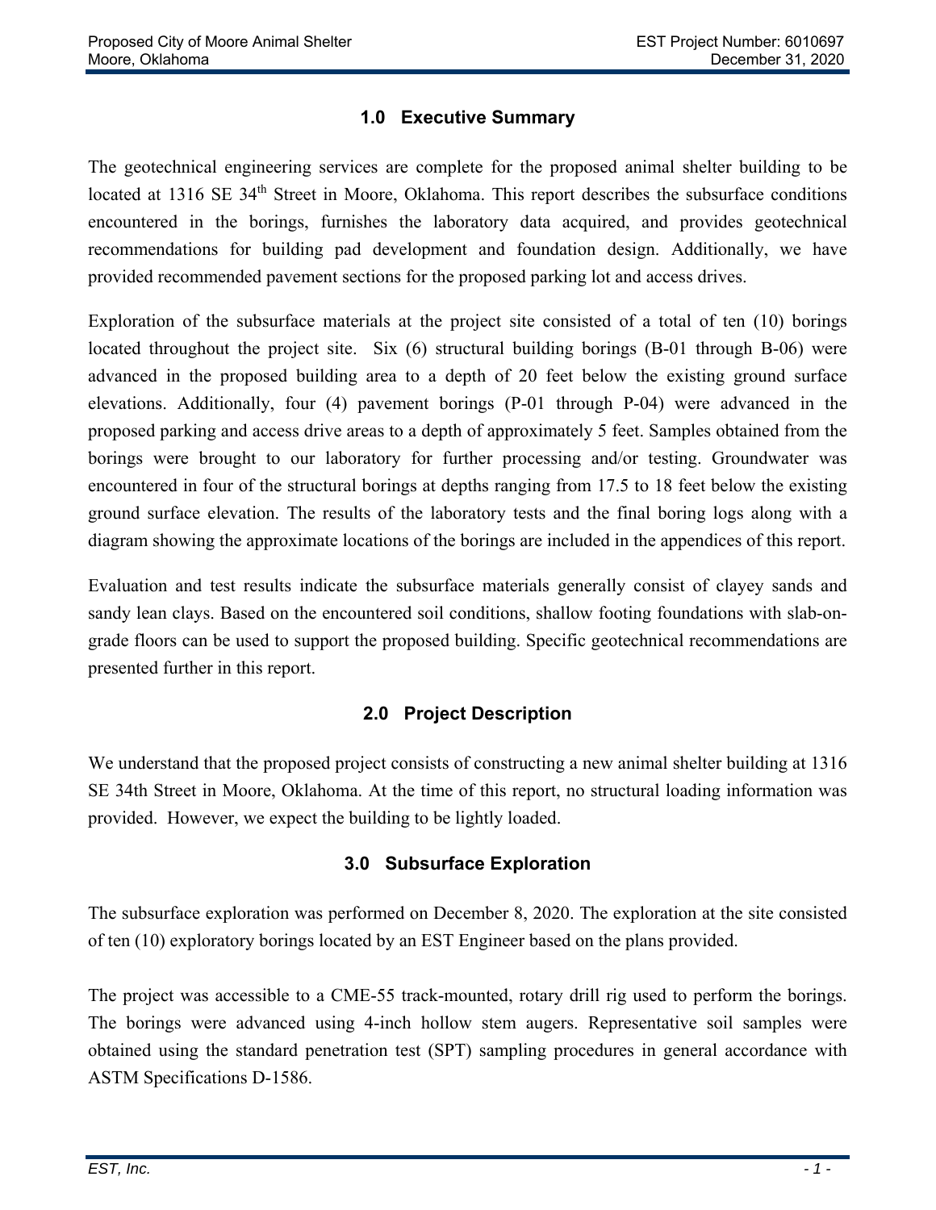## 1.0 Executive Summary

The geotechnical engineering services are complete for the proposed animal shelter building to be located at 1316 SE 34th Street in Moore, Oklahoma. This report describes the subsurface conditions encountered in the borings, furnishes the laboratory data acquired, and provides geotechnical recommendations for building pad development and foundation design. Additionally, we have provided recommended pavement sections for the proposed parking lot and access drives.

Exploration of the subsurface materials at the project site consisted of a total of ten (10) borings located throughout the project site. Six (6) structural building borings (B-01 through B-06) were advanced in the proposed building area to a depth of 20 feet below the existing ground surface elevations. Additionally, four (4) pavement borings (P-01 through P-04) were advanced in the proposed parking and access drive areas to a depth of approximately 5 feet. Samples obtained from the borings were brought to our laboratory for further processing and/or testing. Groundwater was encountered in four of the structural borings at depths ranging from 17.5 to 18 feet below the existing ground surface elevation. The results of the laboratory tests and the final boring logs along with a diagram showing the approximate locations of the borings are included in the appendices of this report.

Evaluation and test results indicate the subsurface materials generally consist of clayey sands and sandy lean clays. Based on the encountered soil conditions, shallow footing foundations with slab-on-grade floors can be used to support the proposed building. Specific geotechnical recommendations are presented further in this report.

## 2.0 Project Description

We understand that the proposed project consists of constructing a new animal shelter building at 1316 SE 34th Street in Moore, Oklahoma. At the time of this report, no structural loading information was provided. However, we expect the building to be lightly loaded.

## 3.0 Subsurface Exploration

The subsurface exploration was performed on December 8, 2020. The exploration at the site consisted of ten (10) exploratory borings located by an EST Engineer based on the plans provided.

The project was accessible to a CME-55 track-mounted, rotary drill rig used to perform the borings. The borings were advanced using 4-inch hollow stem augers. Representative soil samples were obtained using the standard penetration test (SPT) sampling procedures in general accordance with ASTM Specifications D-1586.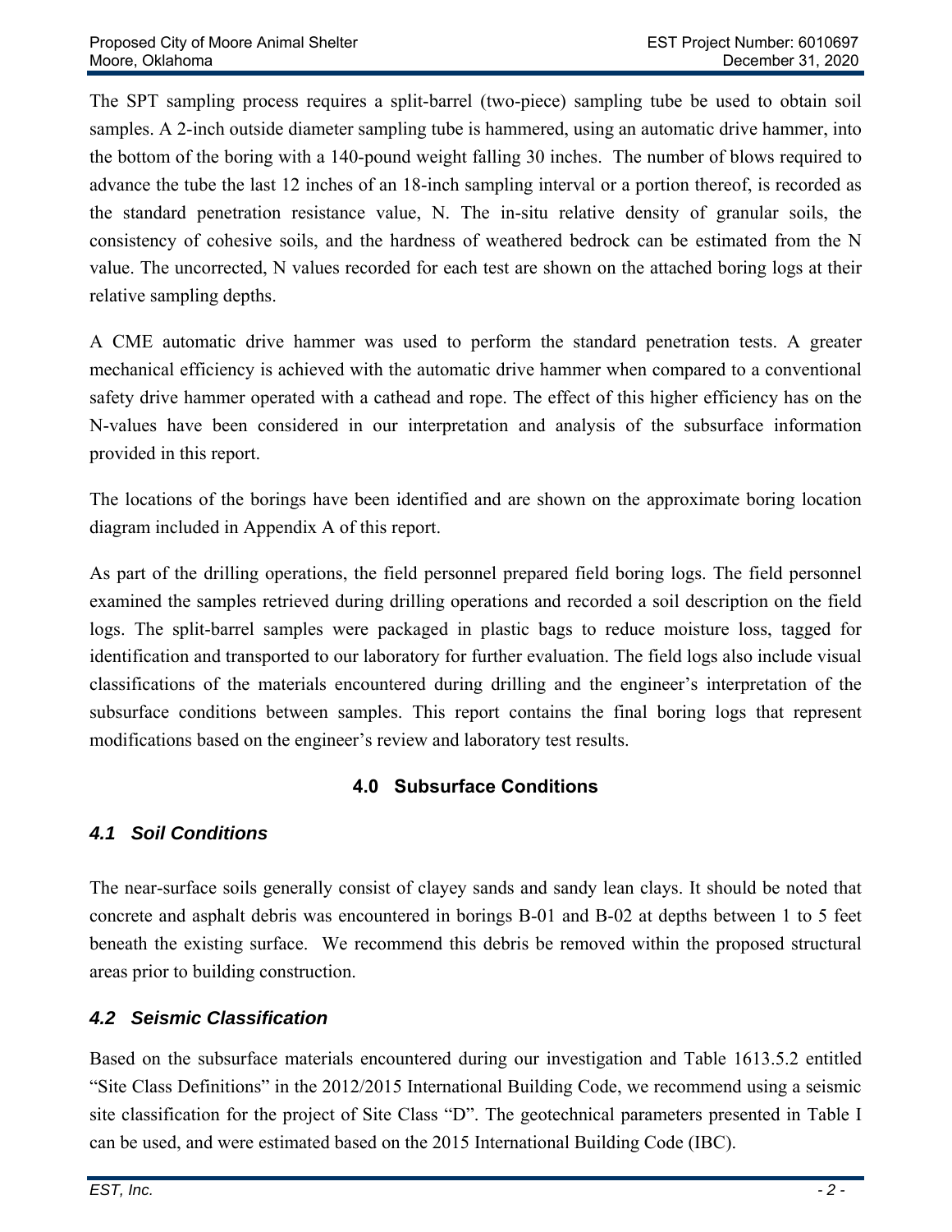The SPT sampling process requires a split-barrel (two-piece) sampling tube be used to obtain soil samples. A 2-inch outside diameter sampling tube is hammered, using an automatic drive hammer, into the bottom of the boring with a 140-pound weight falling 30 inches. The number of blows required to advance the tube the last 12 inches of an 18-inch sampling interval or a portion thereof, is recorded as the standard penetration resistance value, N. The in-situ relative density of granular soils, the consistency of cohesive soils, and the hardness of weathered bedrock can be estimated from the N value. The uncorrected, N values recorded for each test are shown on the attached boring logs at their relative sampling depths.

A CME automatic drive hammer was used to perform the standard penetration tests. A greater mechanical efficiency is achieved with the automatic drive hammer when compared to a conventional safety drive hammer operated with a cathead and rope. The effect of this higher efficiency has on the N-values have been considered in our interpretation and analysis of the subsurface information provided in this report.

The locations of the borings have been identified and are shown on the approximate boring location diagram included in Appendix A of this report.

As part of the drilling operations, the field personnel prepared field boring logs. The field personnel examined the samples retrieved during drilling operations and recorded a soil description on the field logs. The split-barrel samples were packaged in plastic bags to reduce moisture loss, tagged for identification and transported to our laboratory for further evaluation. The field logs also include visual classifications of the materials encountered during drilling and the engineer's interpretation of the subsurface conditions between samples. This report contains the final boring logs that represent modifications based on the engineer's review and laboratory test results.

## 4.0 Subsurface Conditions

### *4.1 Soil Conditions*

The near-surface soils generally consist of clayey sands and sandy lean clays. It should be noted that concrete and asphalt debris was encountered in borings B-01 and B-02 at depths between 1 to 5 feet beneath the existing surface. We recommend this debris be removed within the proposed structural areas prior to building construction.

### *4.2 Seismic Classification*

Based on the subsurface materials encountered during our investigation and Table 1613.5.2 entitled "Site Class Definitions" in the 2012/2015 International Building Code, we recommend using a seismic site classification for the project of Site Class "D". The geotechnical parameters presented in Table I can be used, and were estimated based on the 2015 International Building Code (IBC).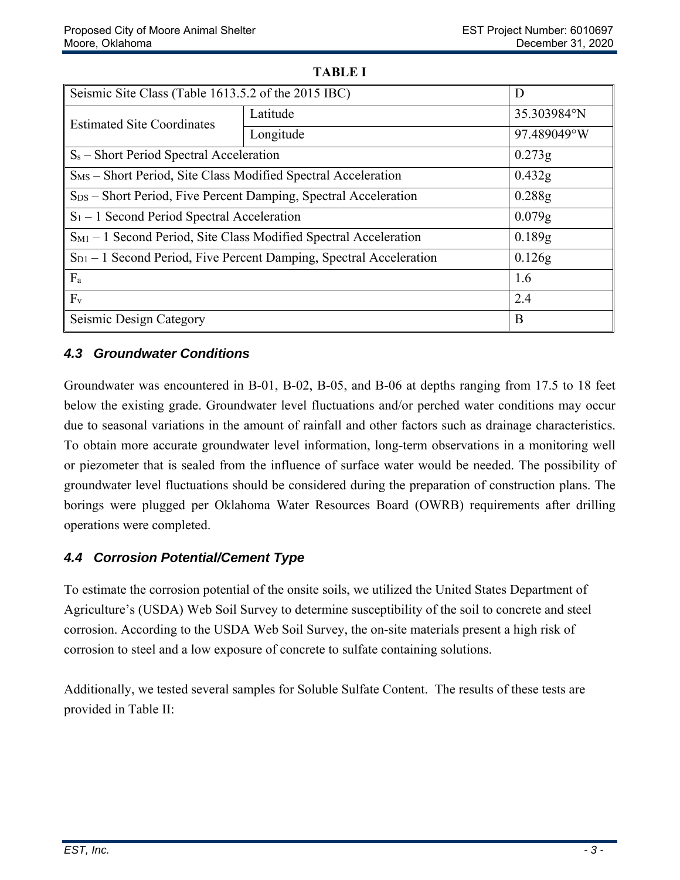**TABLE I**

| | | |
|---|---|---|
| Seismic Site Class (Table 1613.5.2 of the 2015 IBC) | | D |
| Estimated Site Coordinates | Latitude | 35.303984°N |
| | Longitude | 97.489049°W |
| $S_s$ – Short Period Spectral Acceleration | | 0.273g |
| $S_{MS}$ – Short Period, Site Class Modified Spectral Acceleration | | 0.432g |
| $S_{DS}$ – Short Period, Five Percent Damping, Spectral Acceleration | | 0.288g |
| $S_1$ – 1 Second Period Spectral Acceleration | | 0.079g |
| $S_{M1}$ – 1 Second Period, Site Class Modified Spectral Acceleration | | 0.189g |
| $S_{D1}$ – 1 Second Period, Five Percent Damping, Spectral Acceleration | | 0.126g |
| $F_a$ | | 1.6 |
| $F_v$ | | 2.4 |
| Seismic Design Category | | B |

### *4.3 Groundwater Conditions*

Groundwater was encountered in B-01, B-02, B-05, and B-06 at depths ranging from 17.5 to 18 feet below the existing grade. Groundwater level fluctuations and/or perched water conditions may occur due to seasonal variations in the amount of rainfall and other factors such as drainage characteristics. To obtain more accurate groundwater level information, long-term observations in a monitoring well or piezometer that is sealed from the influence of surface water would be needed. The possibility of groundwater level fluctuations should be considered during the preparation of construction plans. The borings were plugged per Oklahoma Water Resources Board (OWRB) requirements after drilling operations were completed.

### *4.4 Corrosion Potential/Cement Type*

To estimate the corrosion potential of the onsite soils, we utilized the United States Department of Agriculture's (USDA) Web Soil Survey to determine susceptibility of the soil to concrete and steel corrosion. According to the USDA Web Soil Survey, the on-site materials present a high risk of corrosion to steel and a low exposure of concrete to sulfate containing solutions.

Additionally, we tested several samples for Soluble Sulfate Content. The results of these tests are provided in Table II: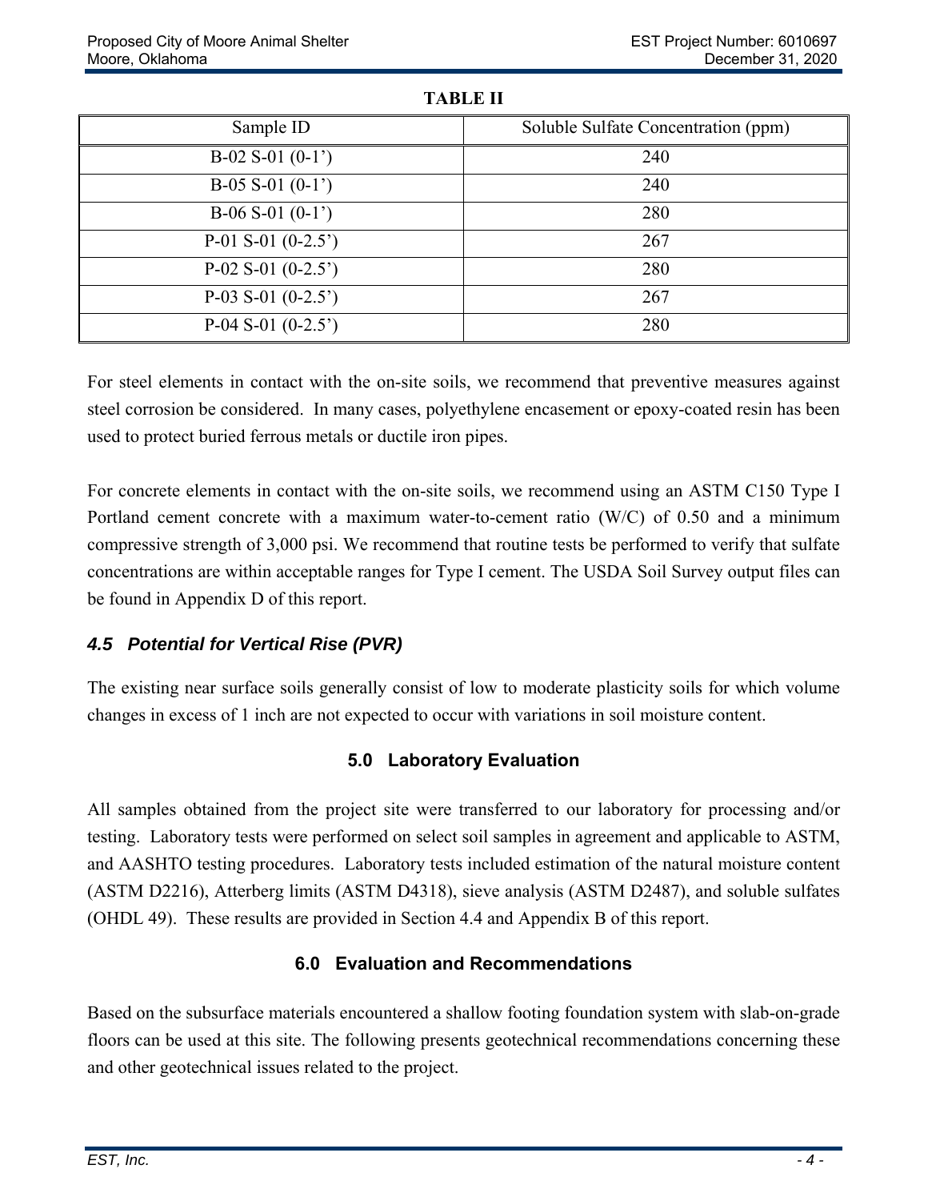**TABLE II**

| Sample ID | Soluble Sulfate Concentration (ppm) |
| --- | --- |
| B-02 S-01 (0-1’) | 240 |
| B-05 S-01 (0-1’) | 240 |
| B-06 S-01 (0-1’) | 280 |
| P-01 S-01 (0-2.5’) | 267 |
| P-02 S-01 (0-2.5’) | 280 |
| P-03 S-01 (0-2.5’) | 267 |
| P-04 S-01 (0-2.5’) | 280 |

For steel elements in contact with the on-site soils, we recommend that preventive measures against steel corrosion be considered. In many cases, polyethylene encasement or epoxy-coated resin has been used to protect buried ferrous metals or ductile iron pipes.

For concrete elements in contact with the on-site soils, we recommend using an ASTM C150 Type I Portland cement concrete with a maximum water-to-cement ratio (W/C) of 0.50 and a minimum compressive strength of 3,000 psi. We recommend that routine tests be performed to verify that sulfate concentrations are within acceptable ranges for Type I cement. The USDA Soil Survey output files can be found in Appendix D of this report.

### *4.5 Potential for Vertical Rise (PVR)*

The existing near surface soils generally consist of low to moderate plasticity soils for which volume changes in excess of 1 inch are not expected to occur with variations in soil moisture content.

## 5.0 Laboratory Evaluation

All samples obtained from the project site were transferred to our laboratory for processing and/or testing. Laboratory tests were performed on select soil samples in agreement and applicable to ASTM, and AASHTO testing procedures. Laboratory tests included estimation of the natural moisture content (ASTM D2216), Atterberg limits (ASTM D4318), sieve analysis (ASTM D2487), and soluble sulfates (OHDL 49). These results are provided in Section 4.4 and Appendix B of this report.

## 6.0 Evaluation and Recommendations

Based on the subsurface materials encountered a shallow footing foundation system with slab-on-grade floors can be used at this site. The following presents geotechnical recommendations concerning these and other geotechnical issues related to the project.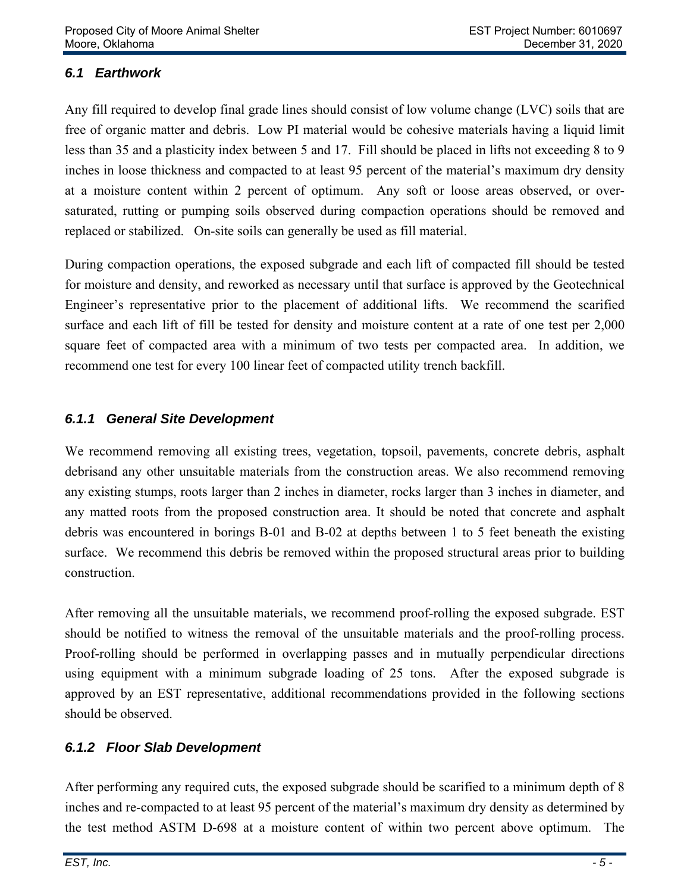### *6.1 Earthwork*

Any fill required to develop final grade lines should consist of low volume change (LVC) soils that are free of organic matter and debris. Low PI material would be cohesive materials having a liquid limit less than 35 and a plasticity index between 5 and 17. Fill should be placed in lifts not exceeding 8 to 9 inches in loose thickness and compacted to at least 95 percent of the material's maximum dry density at a moisture content within 2 percent of optimum. Any soft or loose areas observed, or over-saturated, rutting or pumping soils observed during compaction operations should be removed and replaced or stabilized. On-site soils can generally be used as fill material.

During compaction operations, the exposed subgrade and each lift of compacted fill should be tested for moisture and density, and reworked as necessary until that surface is approved by the Geotechnical Engineer's representative prior to the placement of additional lifts. We recommend the scarified surface and each lift of fill be tested for density and moisture content at a rate of one test per 2,000 square feet of compacted area with a minimum of two tests per compacted area. In addition, we recommend one test for every 100 linear feet of compacted utility trench backfill.

#### *6.1.1 General Site Development*

We recommend removing all existing trees, vegetation, topsoil, pavements, concrete debris, asphalt debrisand any other unsuitable materials from the construction areas. We also recommend removing any existing stumps, roots larger than 2 inches in diameter, rocks larger than 3 inches in diameter, and any matted roots from the proposed construction area. It should be noted that concrete and asphalt debris was encountered in borings B-01 and B-02 at depths between 1 to 5 feet beneath the existing surface. We recommend this debris be removed within the proposed structural areas prior to building construction.

After removing all the unsuitable materials, we recommend proof-rolling the exposed subgrade. EST should be notified to witness the removal of the unsuitable materials and the proof-rolling process. Proof-rolling should be performed in overlapping passes and in mutually perpendicular directions using equipment with a minimum subgrade loading of 25 tons. After the exposed subgrade is approved by an EST representative, additional recommendations provided in the following sections should be observed.

#### *6.1.2 Floor Slab Development*

After performing any required cuts, the exposed subgrade should be scarified to a minimum depth of 8 inches and re-compacted to at least 95 percent of the material's maximum dry density as determined by the test method ASTM D-698 at a moisture content of within two percent above optimum. The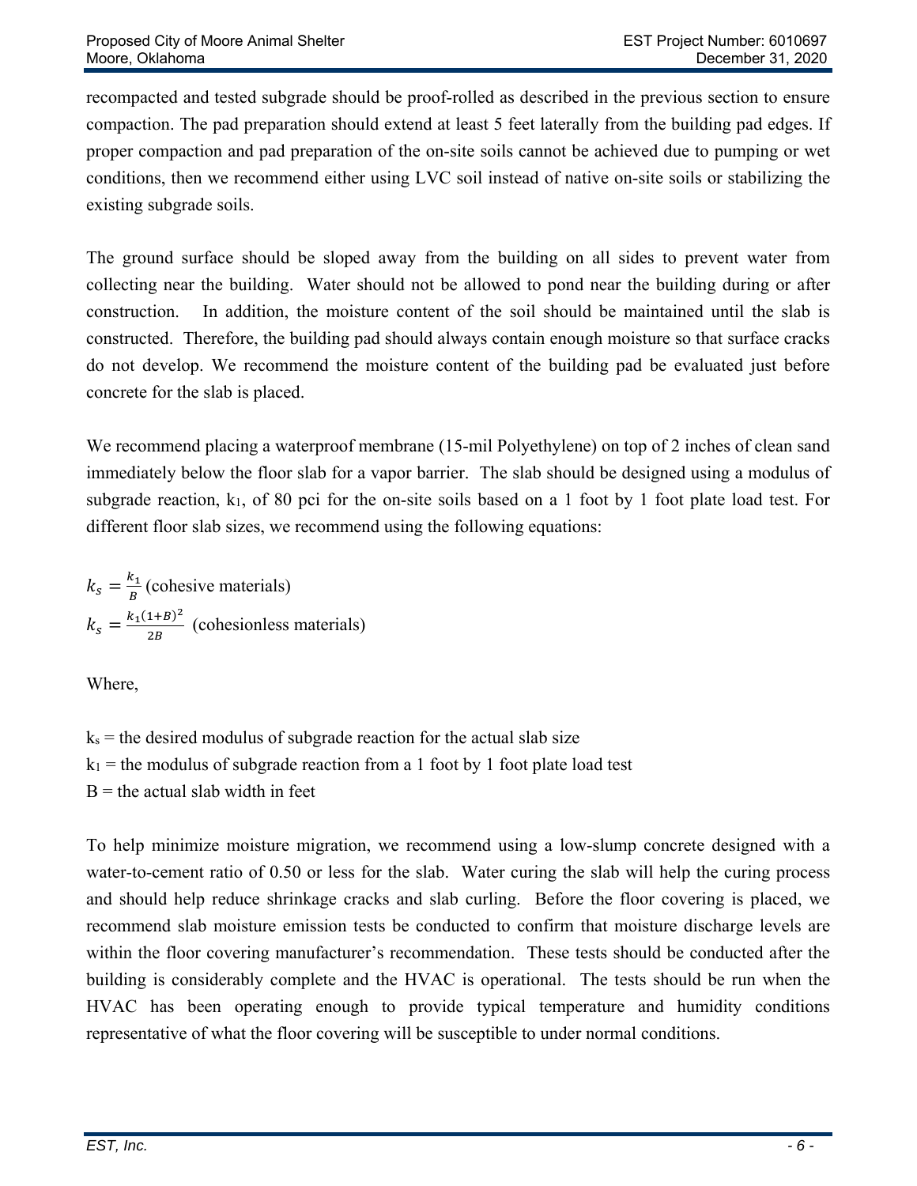recompacted and tested subgrade should be proof-rolled as described in the previous section to ensure compaction. The pad preparation should extend at least 5 feet laterally from the building pad edges. If proper compaction and pad preparation of the on-site soils cannot be achieved due to pumping or wet conditions, then we recommend either using LVC soil instead of native on-site soils or stabilizing the existing subgrade soils.

The ground surface should be sloped away from the building on all sides to prevent water from collecting near the building. Water should not be allowed to pond near the building during or after construction. In addition, the moisture content of the soil should be maintained until the slab is constructed. Therefore, the building pad should always contain enough moisture so that surface cracks do not develop. We recommend the moisture content of the building pad be evaluated just before concrete for the slab is placed.

We recommend placing a waterproof membrane (15-mil Polyethylene) on top of 2 inches of clean sand immediately below the floor slab for a vapor barrier. The slab should be designed using a modulus of subgrade reaction, $k_1$, of 80 pci for the on-site soils based on a 1 foot by 1 foot plate load test. For different floor slab sizes, we recommend using the following equations:

$$k_s = \frac{k_1}{B} \text{ (cohesive materials)}$$

$$k_s = \frac{k_1(1+B)^2}{2B} \text{ (cohesionless materials)}$$

Where,

$k_s$ = the desired modulus of subgrade reaction for the actual slab size
$k_1$ = the modulus of subgrade reaction from a 1 foot by 1 foot plate load test
$B$ = the actual slab width in feet

To help minimize moisture migration, we recommend using a low-slump concrete designed with a water-to-cement ratio of 0.50 or less for the slab. Water curing the slab will help the curing process and should help reduce shrinkage cracks and slab curling. Before the floor covering is placed, we recommend slab moisture emission tests be conducted to confirm that moisture discharge levels are within the floor covering manufacturer's recommendation. These tests should be conducted after the building is considerably complete and the HVAC is operational. The tests should be run when the HVAC has been operating enough to provide typical temperature and humidity conditions representative of what the floor covering will be susceptible to under normal conditions.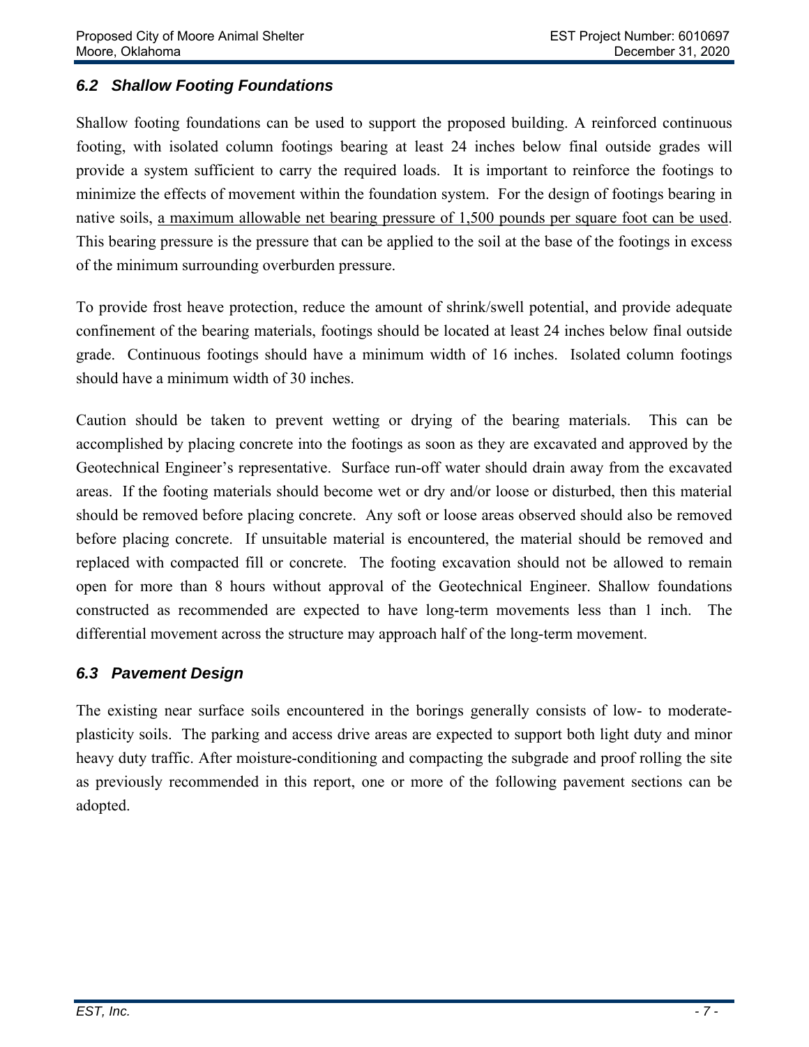### *6.2 Shallow Footing Foundations*

Shallow footing foundations can be used to support the proposed building. A reinforced continuous footing, with isolated column footings bearing at least 24 inches below final outside grades will provide a system sufficient to carry the required loads. It is important to reinforce the footings to minimize the effects of movement within the foundation system. For the design of footings bearing in native soils, <u>a maximum allowable net bearing pressure of 1,500 pounds per square foot can be used</u>. This bearing pressure is the pressure that can be applied to the soil at the base of the footings in excess of the minimum surrounding overburden pressure.

To provide frost heave protection, reduce the amount of shrink/swell potential, and provide adequate confinement of the bearing materials, footings should be located at least 24 inches below final outside grade. Continuous footings should have a minimum width of 16 inches. Isolated column footings should have a minimum width of 30 inches.

Caution should be taken to prevent wetting or drying of the bearing materials. This can be accomplished by placing concrete into the footings as soon as they are excavated and approved by the Geotechnical Engineer's representative. Surface run-off water should drain away from the excavated areas. If the footing materials should become wet or dry and/or loose or disturbed, then this material should be removed before placing concrete. Any soft or loose areas observed should also be removed before placing concrete. If unsuitable material is encountered, the material should be removed and replaced with compacted fill or concrete. The footing excavation should not be allowed to remain open for more than 8 hours without approval of the Geotechnical Engineer. Shallow foundations constructed as recommended are expected to have long-term movements less than 1 inch. The differential movement across the structure may approach half of the long-term movement.

### *6.3 Pavement Design*

The existing near surface soils encountered in the borings generally consists of low- to moderate-plasticity soils. The parking and access drive areas are expected to support both light duty and minor heavy duty traffic. After moisture-conditioning and compacting the subgrade and proof rolling the site as previously recommended in this report, one or more of the following pavement sections can be adopted.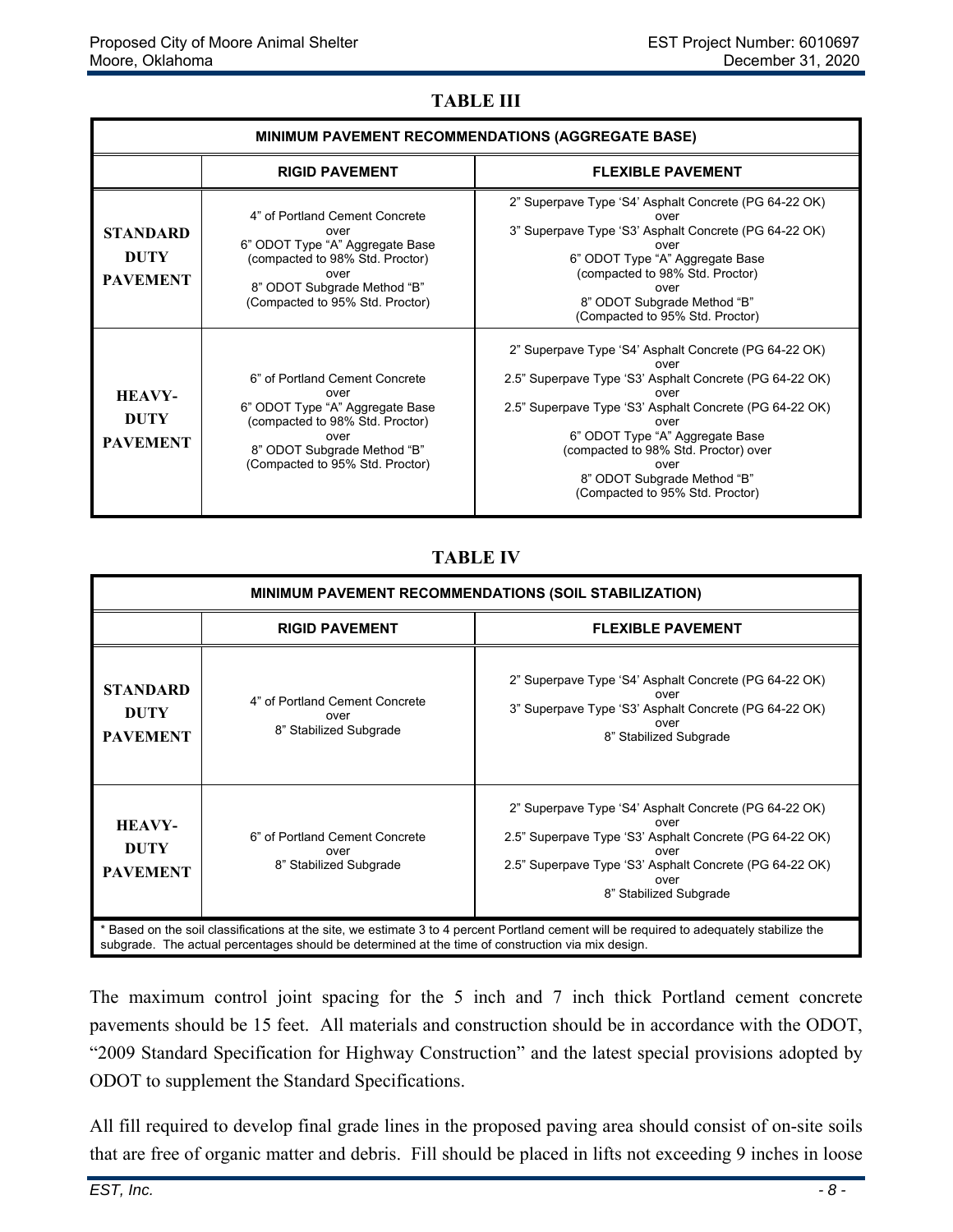**TABLE III**

| MINIMUM PAVEMENT RECOMMENDATIONS (AGGREGATE BASE) | | |
|---|---|---|
| | **RIGID PAVEMENT** | **FLEXIBLE PAVEMENT** |
| **STANDARD DUTY PAVEMENT** | 4" of Portland Cement Concrete over 6" ODOT Type "A" Aggregate Base (compacted to 98% Std. Proctor) over 8" ODOT Subgrade Method "B" (Compacted to 95% Std. Proctor) | 2" Superpave Type 'S4' Asphalt Concrete (PG 64-22 OK) over 3" Superpave Type 'S3' Asphalt Concrete (PG 64-22 OK) over 6" ODOT Type "A" Aggregate Base (compacted to 98% Std. Proctor) over 8" ODOT Subgrade Method "B" (Compacted to 95% Std. Proctor) |
| **HEAVY-DUTY PAVEMENT** | 6" of Portland Cement Concrete over 6" ODOT Type "A" Aggregate Base (compacted to 98% Std. Proctor) over 8" ODOT Subgrade Method "B" (Compacted to 95% Std. Proctor) | 2" Superpave Type 'S4' Asphalt Concrete (PG 64-22 OK) over 2.5" Superpave Type 'S3' Asphalt Concrete (PG 64-22 OK) over 2.5" Superpave Type 'S3' Asphalt Concrete (PG 64-22 OK) over 6" ODOT Type "A" Aggregate Base (compacted to 98% Std. Proctor) over over 8" ODOT Subgrade Method "B" (Compacted to 95% Std. Proctor) |

**TABLE IV**

| MINIMUM PAVEMENT RECOMMENDATIONS (SOIL STABILIZATION) | | |
|---|---|---|
| | **RIGID PAVEMENT** | **FLEXIBLE PAVEMENT** |
| **STANDARD DUTY PAVEMENT** | 4" of Portland Cement Concrete over 8" Stabilized Subgrade | 2" Superpave Type 'S4' Asphalt Concrete (PG 64-22 OK) over 3" Superpave Type 'S3' Asphalt Concrete (PG 64-22 OK) over 8" Stabilized Subgrade |
| **HEAVY-DUTY PAVEMENT** | 6" of Portland Cement Concrete over 8" Stabilized Subgrade | 2" Superpave Type 'S4' Asphalt Concrete (PG 64-22 OK) over 2.5" Superpave Type 'S3' Asphalt Concrete (PG 64-22 OK) over 2.5" Superpave Type 'S3' Asphalt Concrete (PG 64-22 OK) over 8" Stabilized Subgrade |

\* Based on the soil classifications at the site, we estimate 3 to 4 percent Portland cement will be required to adequately stabilize the subgrade. The actual percentages should be determined at the time of construction via mix design.

The maximum control joint spacing for the 5 inch and 7 inch thick Portland cement concrete pavements should be 15 feet. All materials and construction should be in accordance with the ODOT, "2009 Standard Specification for Highway Construction" and the latest special provisions adopted by ODOT to supplement the Standard Specifications.

All fill required to develop final grade lines in the proposed paving area should consist of on-site soils that are free of organic matter and debris. Fill should be placed in lifts not exceeding 9 inches in loose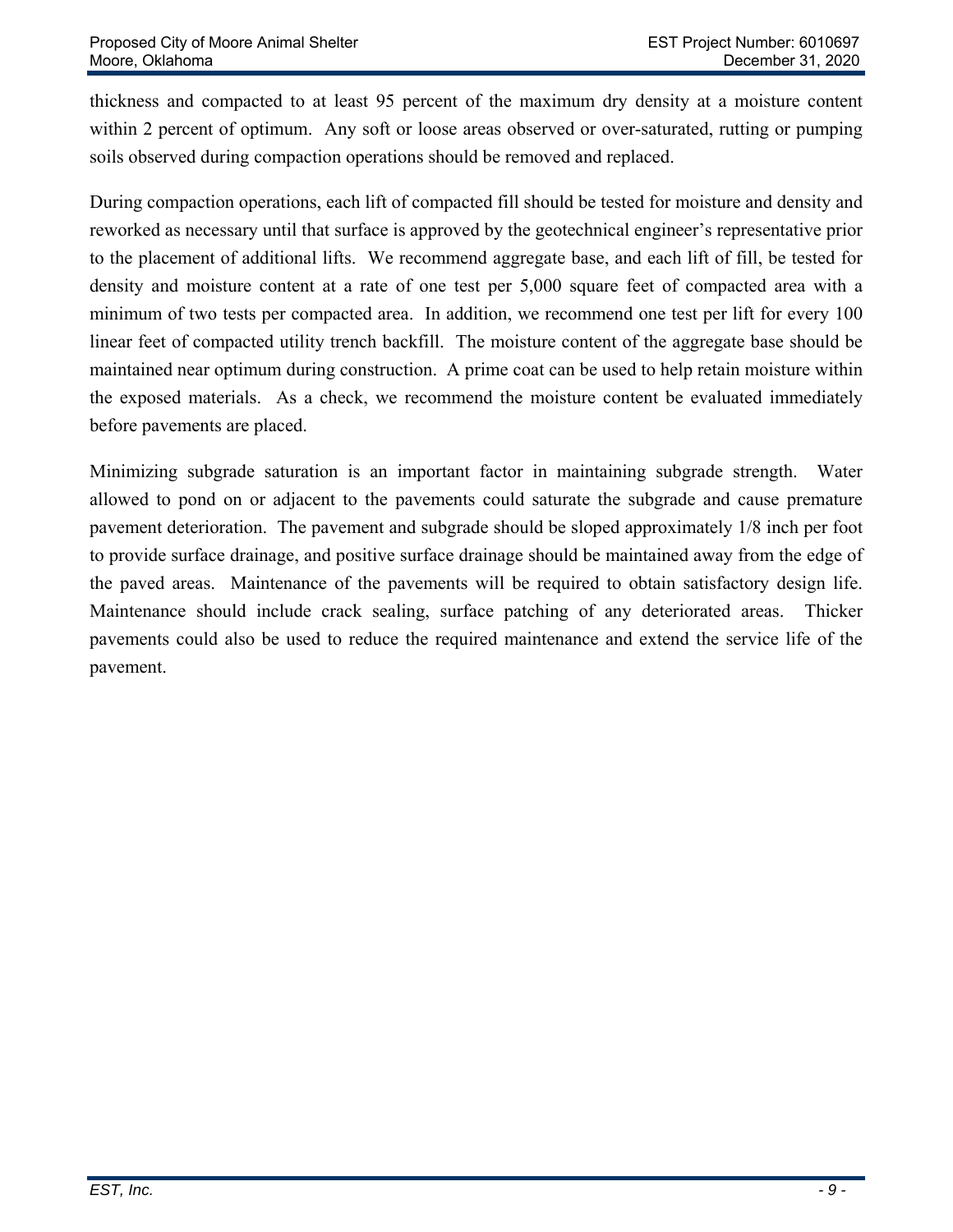thickness and compacted to at least 95 percent of the maximum dry density at a moisture content within 2 percent of optimum. Any soft or loose areas observed or over-saturated, rutting or pumping soils observed during compaction operations should be removed and replaced.

During compaction operations, each lift of compacted fill should be tested for moisture and density and reworked as necessary until that surface is approved by the geotechnical engineer's representative prior to the placement of additional lifts. We recommend aggregate base, and each lift of fill, be tested for density and moisture content at a rate of one test per 5,000 square feet of compacted area with a minimum of two tests per compacted area. In addition, we recommend one test per lift for every 100 linear feet of compacted utility trench backfill. The moisture content of the aggregate base should be maintained near optimum during construction. A prime coat can be used to help retain moisture within the exposed materials. As a check, we recommend the moisture content be evaluated immediately before pavements are placed.

Minimizing subgrade saturation is an important factor in maintaining subgrade strength. Water allowed to pond on or adjacent to the pavements could saturate the subgrade and cause premature pavement deterioration. The pavement and subgrade should be sloped approximately 1/8 inch per foot to provide surface drainage, and positive surface drainage should be maintained away from the edge of the paved areas. Maintenance of the pavements will be required to obtain satisfactory design life. Maintenance should include crack sealing, surface patching of any deteriorated areas. Thicker pavements could also be used to reduce the required maintenance and extend the service life of the pavement.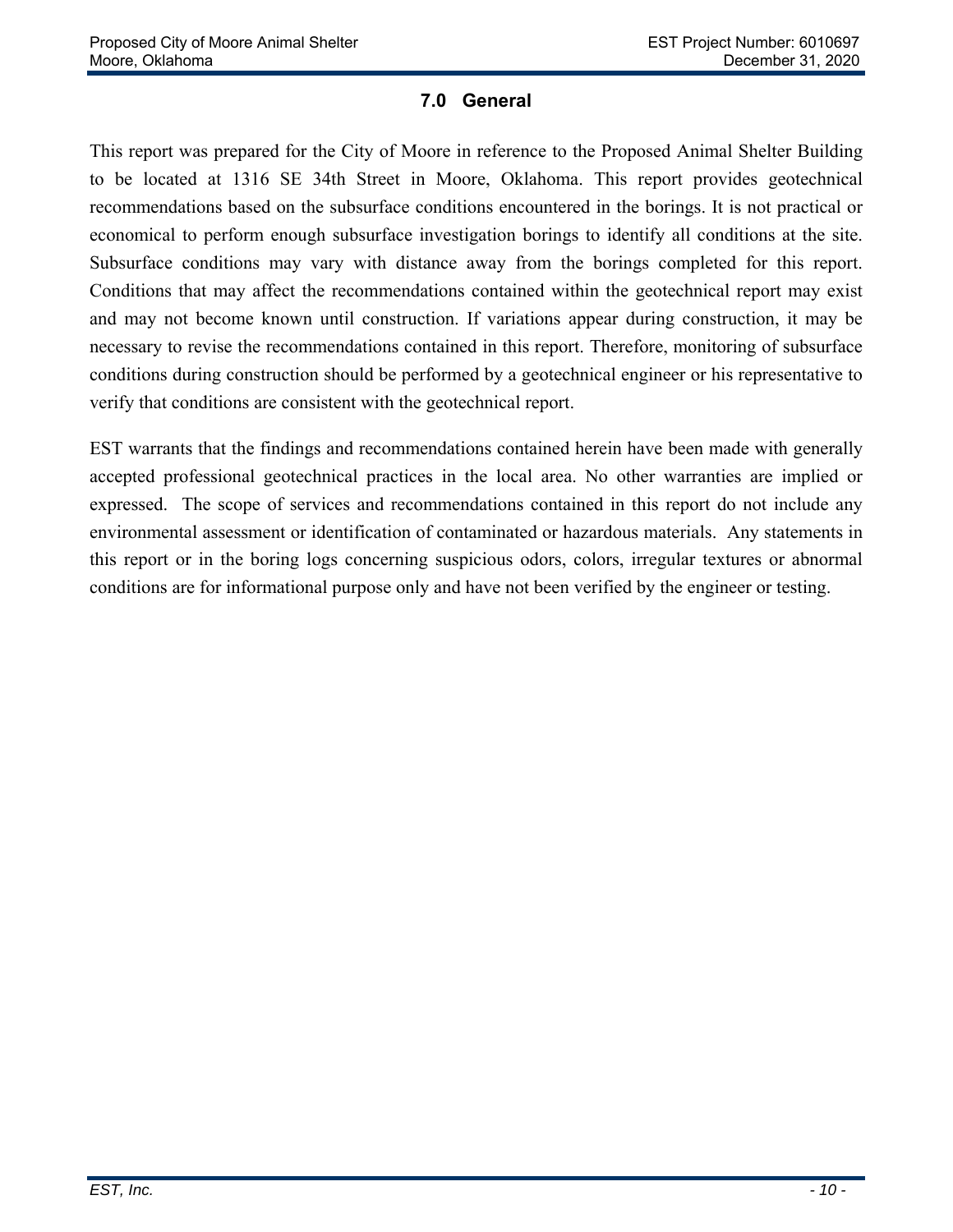## 7.0 General

This report was prepared for the City of Moore in reference to the Proposed Animal Shelter Building to be located at 1316 SE 34th Street in Moore, Oklahoma. This report provides geotechnical recommendations based on the subsurface conditions encountered in the borings. It is not practical or economical to perform enough subsurface investigation borings to identify all conditions at the site. Subsurface conditions may vary with distance away from the borings completed for this report. Conditions that may affect the recommendations contained within the geotechnical report may exist and may not become known until construction. If variations appear during construction, it may be necessary to revise the recommendations contained in this report. Therefore, monitoring of subsurface conditions during construction should be performed by a geotechnical engineer or his representative to verify that conditions are consistent with the geotechnical report.

EST warrants that the findings and recommendations contained herein have been made with generally accepted professional geotechnical practices in the local area. No other warranties are implied or expressed. The scope of services and recommendations contained in this report do not include any environmental assessment or identification of contaminated or hazardous materials. Any statements in this report or in the boring logs concerning suspicious odors, colors, irregular textures or abnormal conditions are for informational purpose only and have not been verified by the engineer or testing.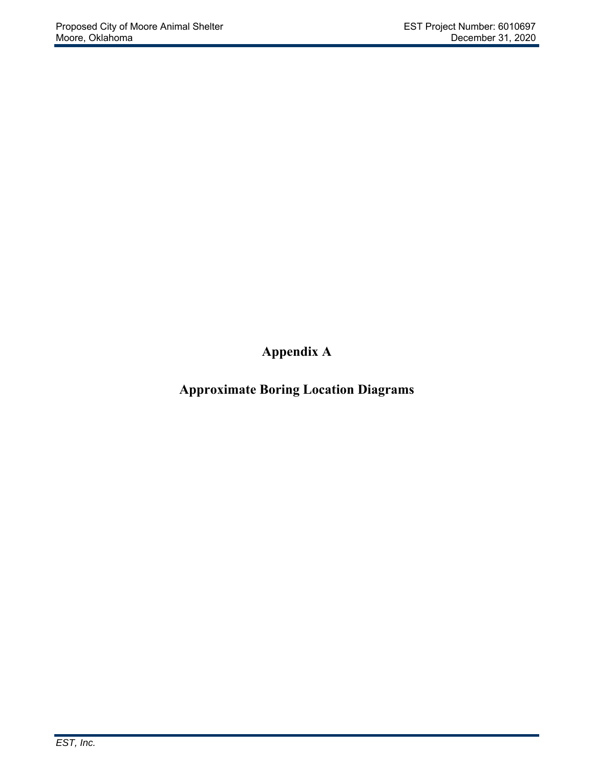# Appendix A

## Approximate Boring Location Diagrams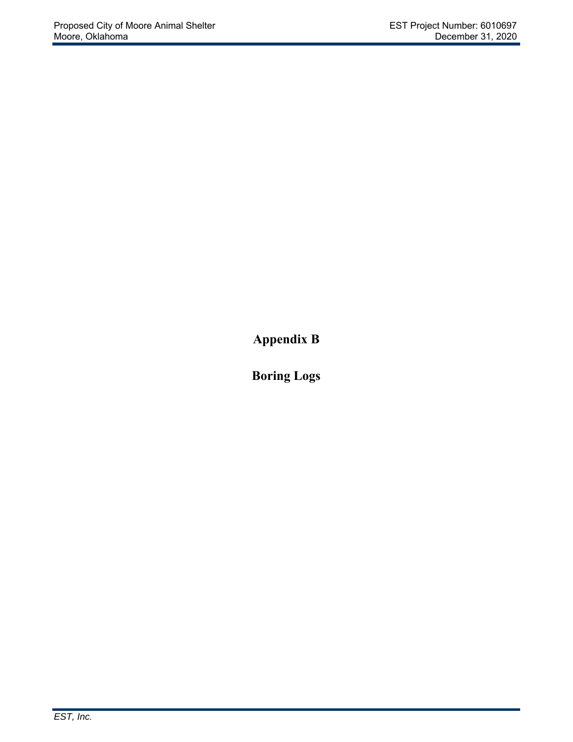# Appendix B

## Boring Logs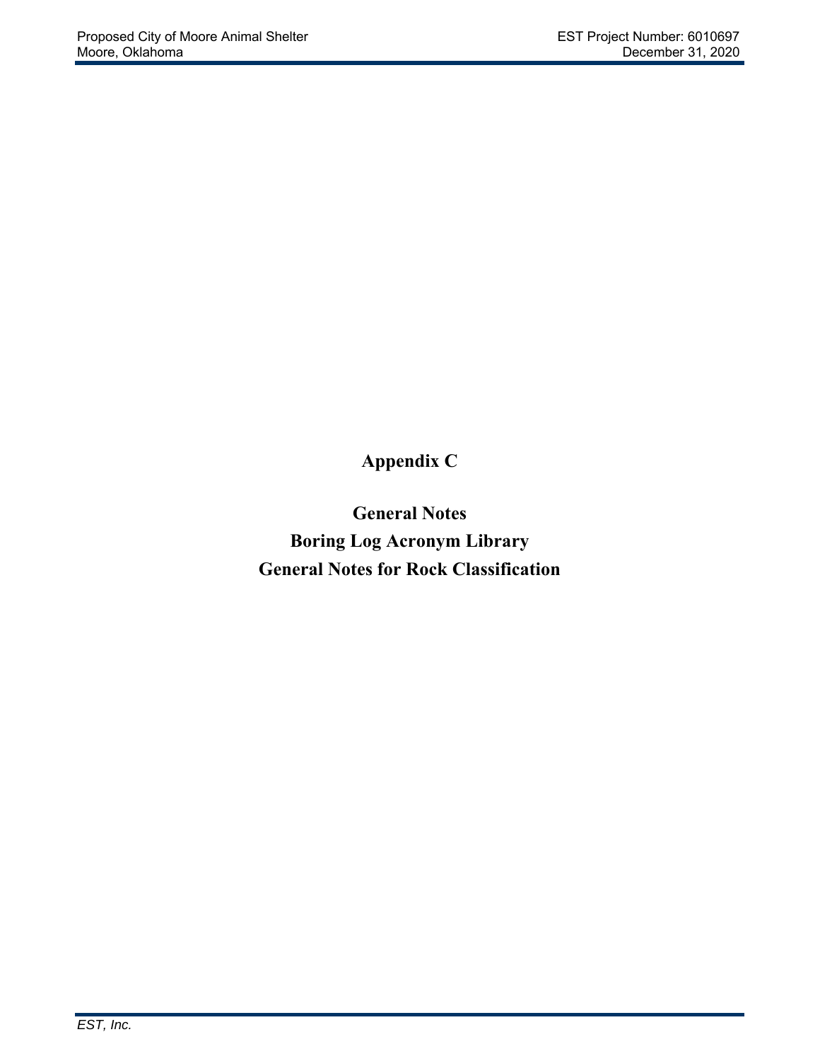# Appendix C

## General Notes
## Boring Log Acronym Library
## General Notes for Rock Classification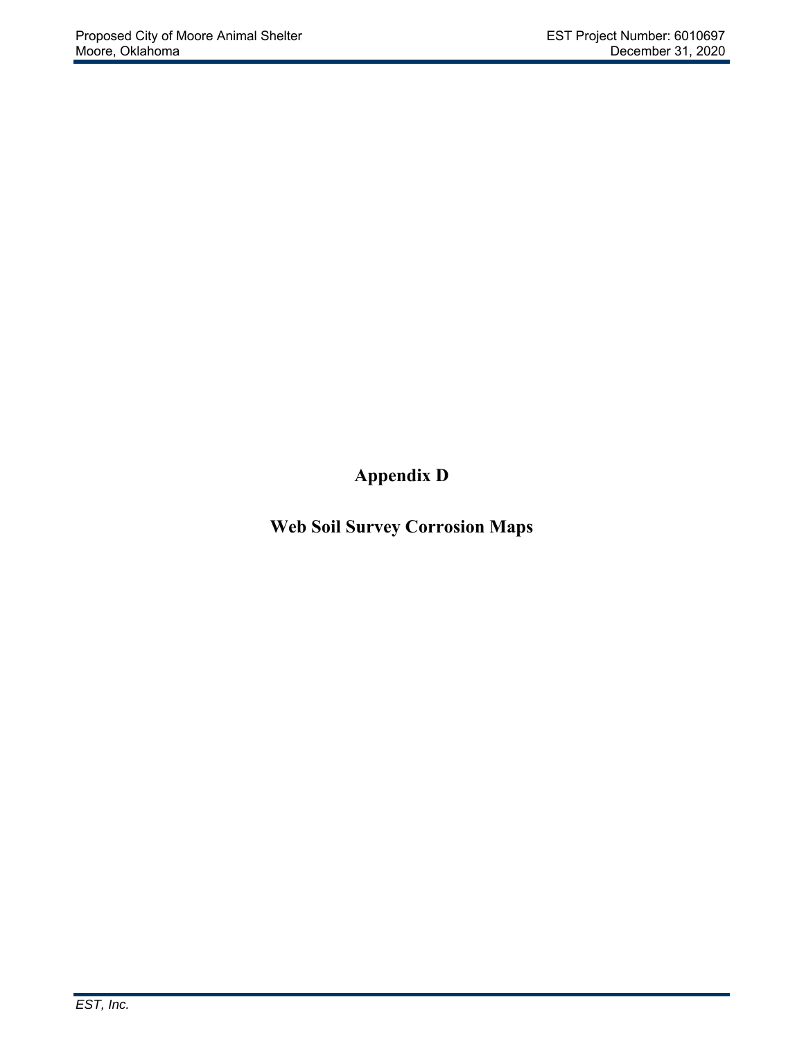# Appendix D

# Web Soil Survey Corrosion Maps